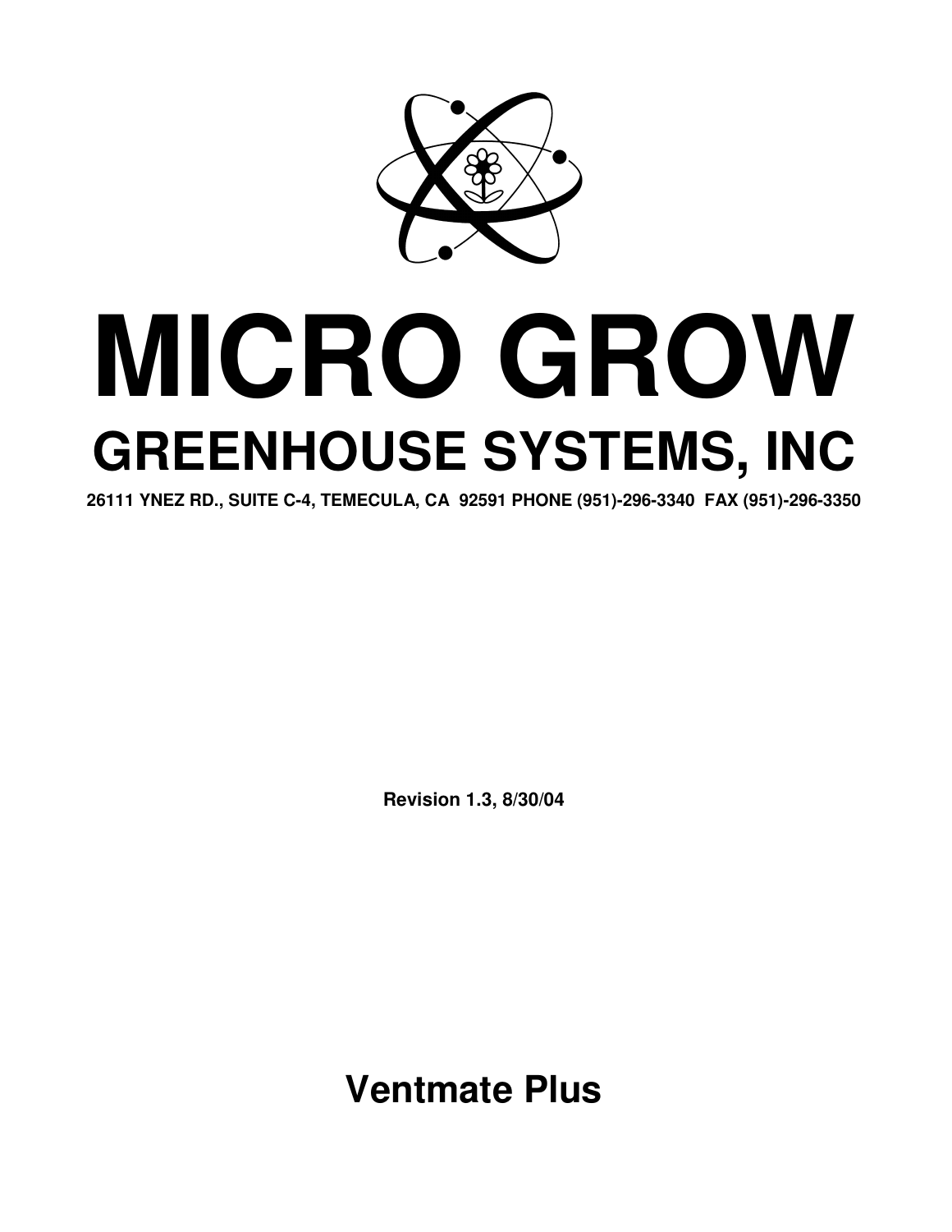# MICRO GROW

## GREENHOUSE SYSTEMS, INC

**26111 YNEZ RD., SUITE C-4, TEMECULA, CA 92591 PHONE (951)-296-3340 FAX (951)-296-3350**

**Revision 1.3, 8/30/04**

## Ventmate Plus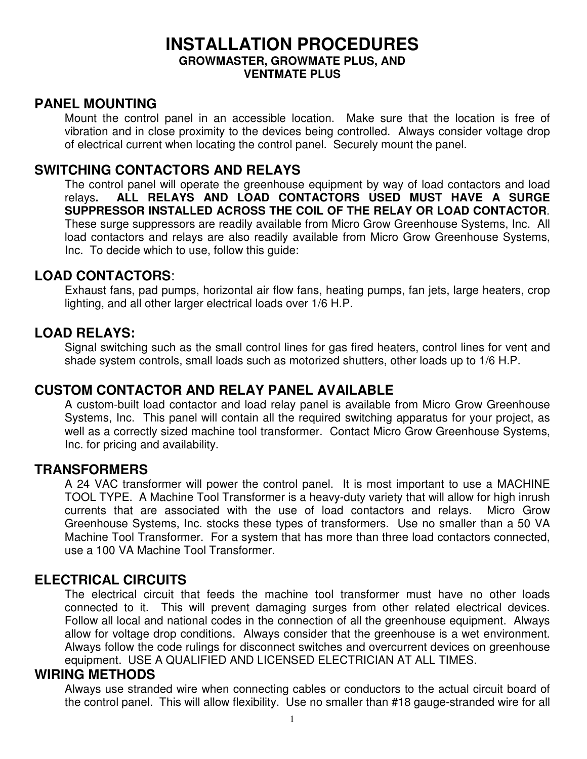# INSTALLATION PROCEDURES

### GROWMASTER, GROWMATE PLUS, AND VENTMATE PLUS

## PANEL MOUNTING

Mount the control panel in an accessible location. Make sure that the location is free of vibration and in close proximity to the devices being controlled. Always consider voltage drop of electrical current when locating the control panel. Securely mount the panel.

## SWITCHING CONTACTORS AND RELAYS

The control panel will operate the greenhouse equipment by way of load contactors and load relays**. ALL RELAYS AND LOAD CONTACTORS USED MUST HAVE A SURGE SUPPRESSOR INSTALLED ACROSS THE COIL OF THE RELAY OR LOAD CONTACTOR**. These surge suppressors are readily available from Micro Grow Greenhouse Systems, Inc. All load contactors and relays are also readily available from Micro Grow Greenhouse Systems, Inc. To decide which to use, follow this guide:

## LOAD CONTACTORS:

Exhaust fans, pad pumps, horizontal air flow fans, heating pumps, fan jets, large heaters, crop lighting, and all other larger electrical loads over 1/6 H.P.

## LOAD RELAYS:

Signal switching such as the small control lines for gas fired heaters, control lines for vent and shade system controls, small loads such as motorized shutters, other loads up to 1/6 H.P.

## CUSTOM CONTACTOR AND RELAY PANEL AVAILABLE

A custom-built load contactor and load relay panel is available from Micro Grow Greenhouse Systems, Inc. This panel will contain all the required switching apparatus for your project, as well as a correctly sized machine tool transformer. Contact Micro Grow Greenhouse Systems, Inc. for pricing and availability.

## TRANSFORMERS

A 24 VAC transformer will power the control panel. It is most important to use a MACHINE TOOL TYPE. A Machine Tool Transformer is a heavy-duty variety that will allow for high inrush currents that are associated with the use of load contactors and relays. Micro Grow Greenhouse Systems, Inc. stocks these types of transformers. Use no smaller than a 50 VA Machine Tool Transformer. For a system that has more than three load contactors connected, use a 100 VA Machine Tool Transformer.

## ELECTRICAL CIRCUITS

The electrical circuit that feeds the machine tool transformer must have no other loads connected to it. This will prevent damaging surges from other related electrical devices. Follow all local and national codes in the connection of all the greenhouse equipment. Always allow for voltage drop conditions. Always consider that the greenhouse is a wet environment. Always follow the code rulings for disconnect switches and overcurrent devices on greenhouse equipment. USE A QUALIFIED AND LICENSED ELECTRICIAN AT ALL TIMES.

## WIRING METHODS

Always use stranded wire when connecting cables or conductors to the actual circuit board of the control panel. This will allow flexibility. Use no smaller than #18 gauge-stranded wire for all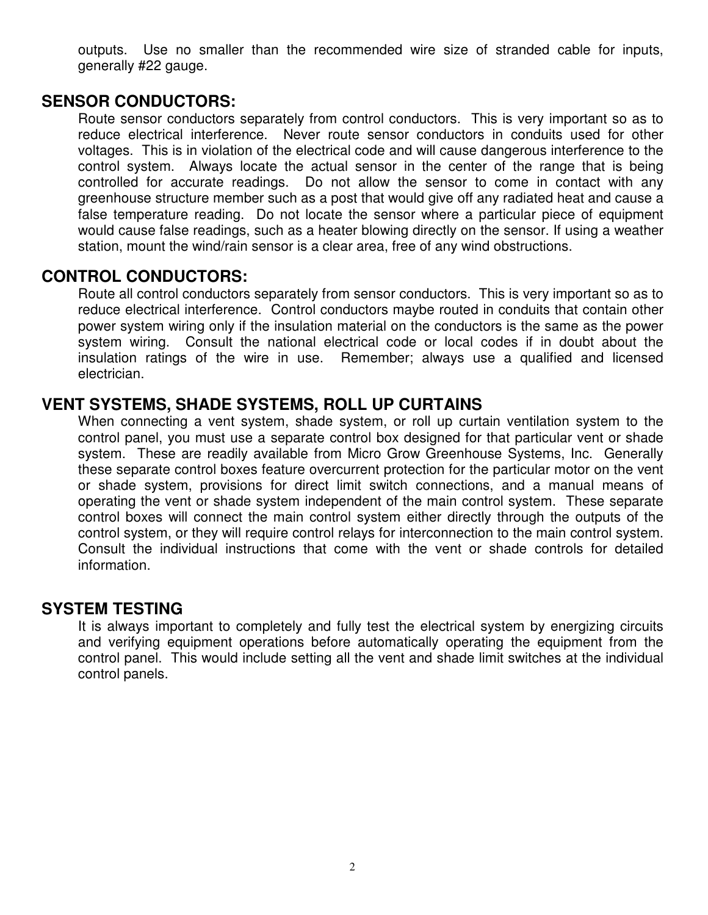outputs. Use no smaller than the recommended wire size of stranded cable for inputs, generally #22 gauge.

## SENSOR CONDUCTORS:

Route sensor conductors separately from control conductors. This is very important so as to reduce electrical interference. Never route sensor conductors in conduits used for other voltages. This is in violation of the electrical code and will cause dangerous interference to the control system. Always locate the actual sensor in the center of the range that is being controlled for accurate readings. Do not allow the sensor to come in contact with any greenhouse structure member such as a post that would give off any radiated heat and cause a false temperature reading. Do not locate the sensor where a particular piece of equipment would cause false readings, such as a heater blowing directly on the sensor. If using a weather station, mount the wind/rain sensor is a clear area, free of any wind obstructions.

## CONTROL CONDUCTORS:

Route all control conductors separately from sensor conductors. This is very important so as to reduce electrical interference. Control conductors maybe routed in conduits that contain other power system wiring only if the insulation material on the conductors is the same as the power system wiring. Consult the national electrical code or local codes if in doubt about the insulation ratings of the wire in use. Remember; always use a qualified and licensed electrician.

## VENT SYSTEMS, SHADE SYSTEMS, ROLL UP CURTAINS

When connecting a vent system, shade system, or roll up curtain ventilation system to the control panel, you must use a separate control box designed for that particular vent or shade system. These are readily available from Micro Grow Greenhouse Systems, Inc. Generally these separate control boxes feature overcurrent protection for the particular motor on the vent or shade system, provisions for direct limit switch connections, and a manual means of operating the vent or shade system independent of the main control system. These separate control boxes will connect the main control system either directly through the outputs of the control system, or they will require control relays for interconnection to the main control system. Consult the individual instructions that come with the vent or shade controls for detailed information.

## SYSTEM TESTING

It is always important to completely and fully test the electrical system by energizing circuits and verifying equipment operations before automatically operating the equipment from the control panel. This would include setting all the vent and shade limit switches at the individual control panels.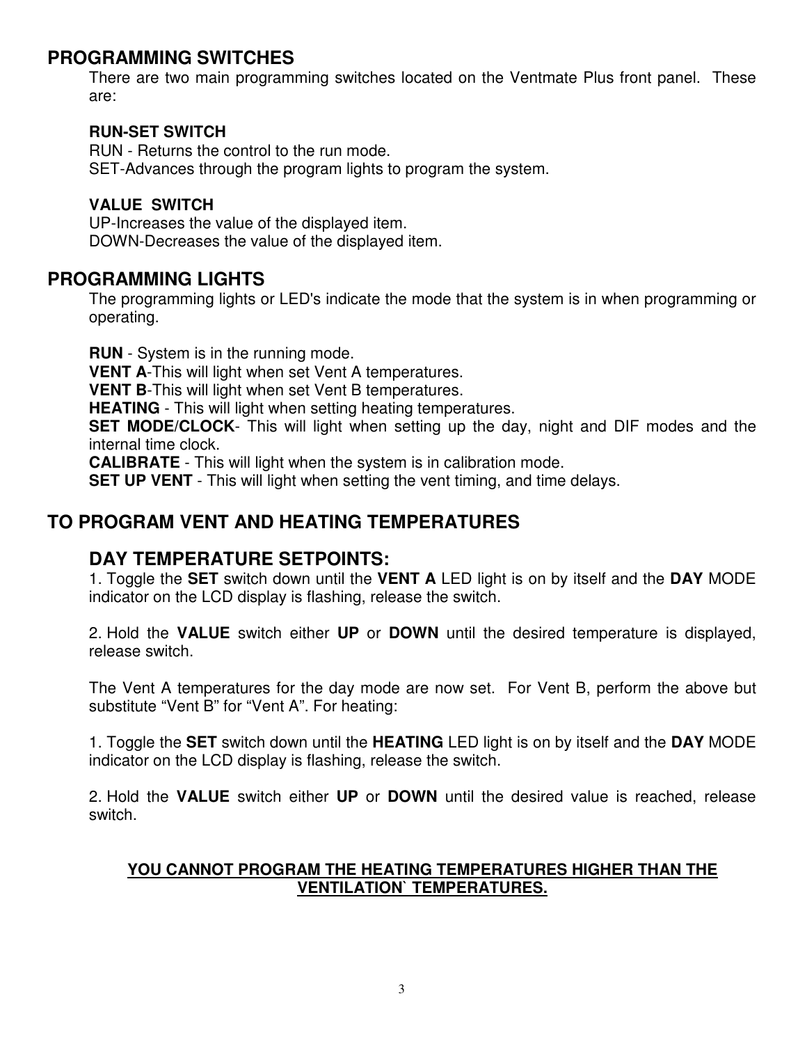## PROGRAMMING SWITCHES

There are two main programming switches located on the Ventmate Plus front panel. These are:

**RUN-SET SWITCH**
RUN - Returns the control to the run mode.
SET-Advances through the program lights to program the system.

**VALUE SWITCH**
UP-Increases the value of the displayed item.
DOWN-Decreases the value of the displayed item.

## PROGRAMMING LIGHTS

The programming lights or LED's indicate the mode that the system is in when programming or operating.

**RUN** - System is in the running mode.
**VENT A**-This will light when set Vent A temperatures.
**VENT B**-This will light when set Vent B temperatures.
**HEATING** - This will light when setting heating temperatures.
**SET MODE/CLOCK**- This will light when setting up the day, night and DIF modes and the internal time clock.
**CALIBRATE** - This will light when the system is in calibration mode.
**SET UP VENT** - This will light when setting the vent timing, and time delays.

## TO PROGRAM VENT AND HEATING TEMPERATURES

### DAY TEMPERATURE SETPOINTS:

1. Toggle the **SET** switch down until the **VENT A** LED light is on by itself and the **DAY** MODE indicator on the LCD display is flashing, release the switch.

2. Hold the **VALUE** switch either **UP** or **DOWN** until the desired temperature is displayed, release switch.

The Vent A temperatures for the day mode are now set. For Vent B, perform the above but substitute “Vent B” for “Vent A”. For heating:

1. Toggle the **SET** switch down until the **HEATING** LED light is on by itself and the **DAY** MODE indicator on the LCD display is flashing, release the switch.

2. Hold the **VALUE** switch either **UP** or **DOWN** until the desired value is reached, release switch.

**<u>YOU CANNOT PROGRAM THE HEATING TEMPERATURES HIGHER THAN THE VENTILATION` TEMPERATURES.</u>**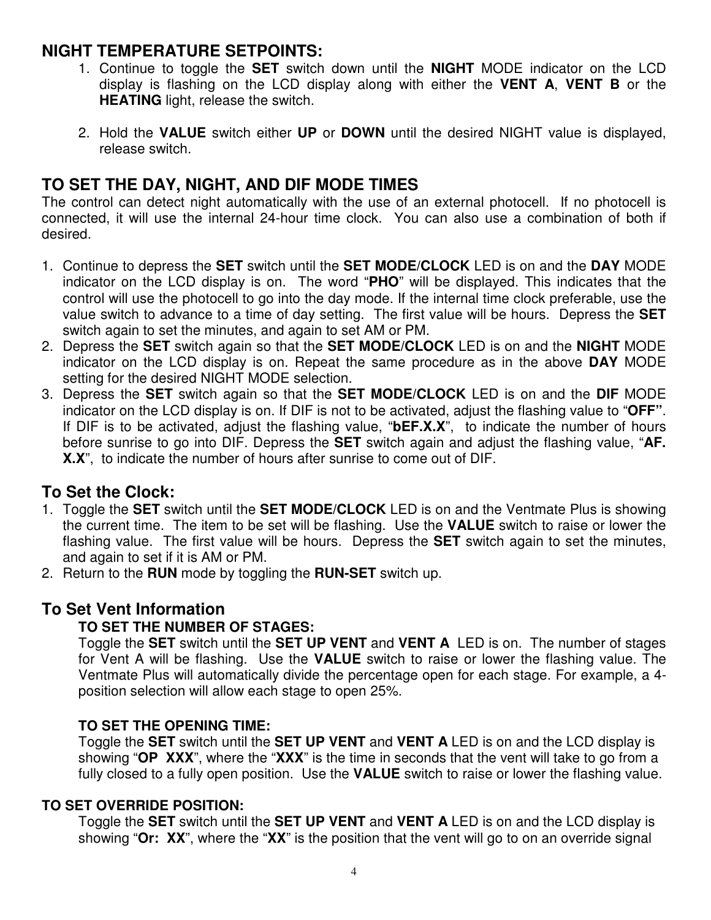## NIGHT TEMPERATURE SETPOINTS:

1. Continue to toggle the **SET** switch down until the **NIGHT** MODE indicator on the LCD display is flashing on the LCD display along with either the **VENT A**, **VENT B** or the **HEATING** light, release the switch.

2. Hold the **VALUE** switch either **UP** or **DOWN** until the desired NIGHT value is displayed, release switch.

## TO SET THE DAY, NIGHT, AND DIF MODE TIMES

The control can detect night automatically with the use of an external photocell. If no photocell is connected, it will use the internal 24-hour time clock. You can also use a combination of both if desired.

1. Continue to depress the **SET** switch until the **SET MODE/CLOCK** LED is on and the **DAY** MODE indicator on the LCD display is on. The word "**PHO**" will be displayed. This indicates that the control will use the photocell to go into the day mode. If the internal time clock preferable, use the value switch to advance to a time of day setting. The first value will be hours. Depress the **SET** switch again to set the minutes, and again to set AM or PM.
2. Depress the **SET** switch again so that the **SET MODE/CLOCK** LED is on and the **NIGHT** MODE indicator on the LCD display is on. Repeat the same procedure as in the above **DAY** MODE setting for the desired NIGHT MODE selection.
3. Depress the **SET** switch again so that the **SET MODE/CLOCK** LED is on and the **DIF** MODE indicator on the LCD display is on. If DIF is not to be activated, adjust the flashing value to "**OFF**". If DIF is to be activated, adjust the flashing value, "**bEF.X.X**", to indicate the number of hours before sunrise to go into DIF. Depress the **SET** switch again and adjust the flashing value, "**AF. X.X**", to indicate the number of hours after sunrise to come out of DIF.

## To Set the Clock:

1. Toggle the **SET** switch until the **SET MODE/CLOCK** LED is on and the Ventmate Plus is showing the current time. The item to be set will be flashing. Use the **VALUE** switch to raise or lower the flashing value. The first value will be hours. Depress the **SET** switch again to set the minutes, and again to set if it is AM or PM.
2. Return to the **RUN** mode by toggling the **RUN-SET** switch up.

## To Set Vent Information

### TO SET THE NUMBER OF STAGES:

Toggle the **SET** switch until the **SET UP VENT** and **VENT A** LED is on. The number of stages for Vent A will be flashing. Use the **VALUE** switch to raise or lower the flashing value. The Ventmate Plus will automatically divide the percentage open for each stage. For example, a 4-position selection will allow each stage to open 25%.

### TO SET THE OPENING TIME:

Toggle the **SET** switch until the **SET UP VENT** and **VENT A** LED is on and the LCD display is showing "**OP XXX**", where the "**XXX**" is the time in seconds that the vent will take to go from a fully closed to a fully open position. Use the **VALUE** switch to raise or lower the flashing value.

### TO SET OVERRIDE POSITION:

Toggle the **SET** switch until the **SET UP VENT** and **VENT A** LED is on and the LCD display is showing "**Or: XX**", where the "**XX**" is the position that the vent will go to on an override signal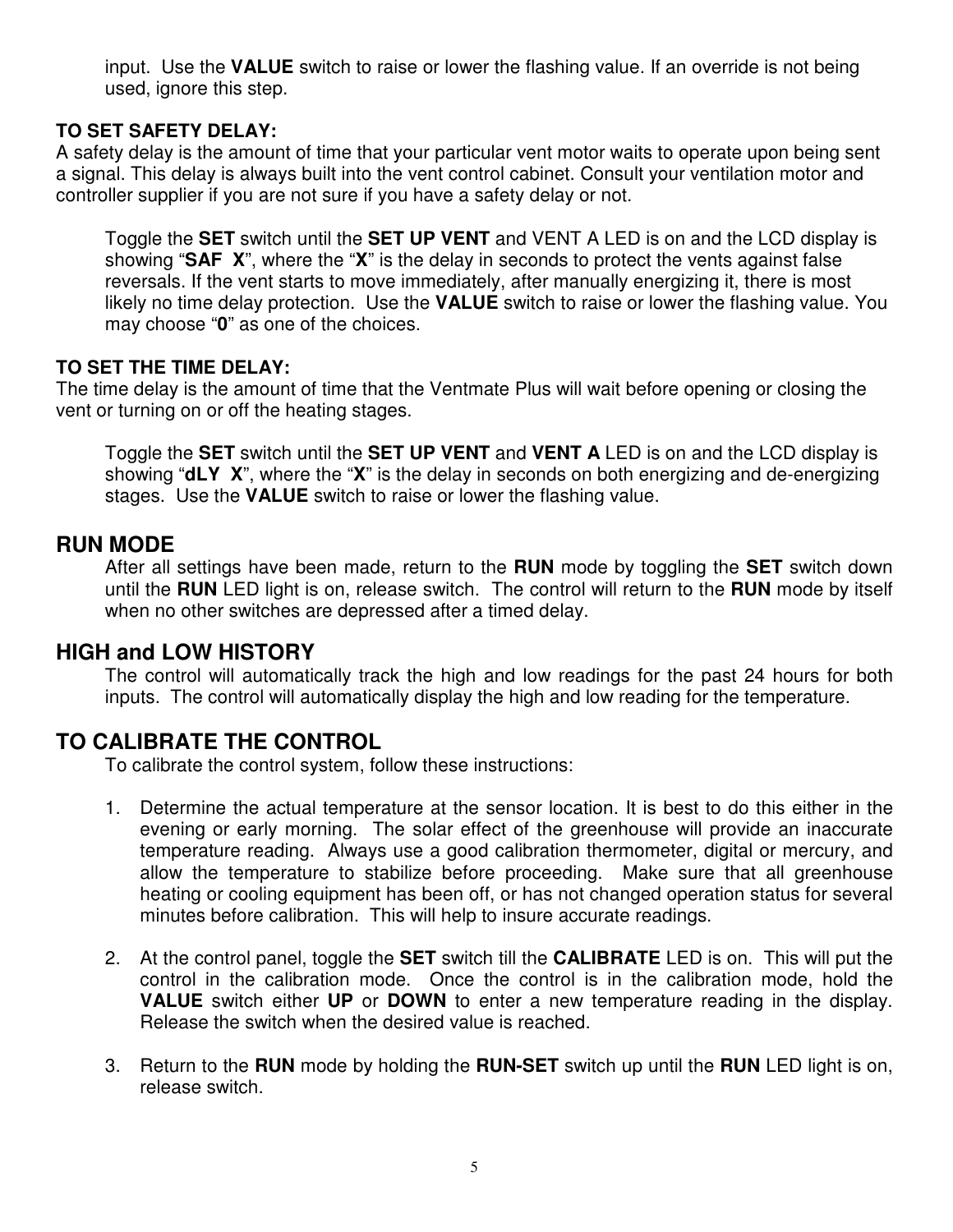input. Use the **VALUE** switch to raise or lower the flashing value. If an override is not being used, ignore this step.

**TO SET SAFETY DELAY:**
A safety delay is the amount of time that your particular vent motor waits to operate upon being sent a signal. This delay is always built into the vent control cabinet. Consult your ventilation motor and controller supplier if you are not sure if you have a safety delay or not.

Toggle the **SET** switch until the **SET UP VENT** and VENT A LED is on and the LCD display is showing "**SAF X**", where the "**X**" is the delay in seconds to protect the vents against false reversals. If the vent starts to move immediately, after manually energizing it, there is most likely no time delay protection. Use the **VALUE** switch to raise or lower the flashing value. You may choose "**0**" as one of the choices.

**TO SET THE TIME DELAY:**
The time delay is the amount of time that the Ventmate Plus will wait before opening or closing the vent or turning on or off the heating stages.

Toggle the **SET** switch until the **SET UP VENT** and **VENT A** LED is on and the LCD display is showing "**dLY X**", where the "**X**" is the delay in seconds on both energizing and de-energizing stages. Use the **VALUE** switch to raise or lower the flashing value.

## RUN MODE

After all settings have been made, return to the **RUN** mode by toggling the **SET** switch down until the **RUN** LED light is on, release switch. The control will return to the **RUN** mode by itself when no other switches are depressed after a timed delay.

## HIGH and LOW HISTORY

The control will automatically track the high and low readings for the past 24 hours for both inputs. The control will automatically display the high and low reading for the temperature.

## TO CALIBRATE THE CONTROL

To calibrate the control system, follow these instructions:

1. Determine the actual temperature at the sensor location. It is best to do this either in the evening or early morning. The solar effect of the greenhouse will provide an inaccurate temperature reading. Always use a good calibration thermometer, digital or mercury, and allow the temperature to stabilize before proceeding. Make sure that all greenhouse heating or cooling equipment has been off, or has not changed operation status for several minutes before calibration. This will help to insure accurate readings.

2. At the control panel, toggle the **SET** switch till the **CALIBRATE** LED is on. This will put the control in the calibration mode. Once the control is in the calibration mode, hold the **VALUE** switch either **UP** or **DOWN** to enter a new temperature reading in the display. Release the switch when the desired value is reached.

3. Return to the **RUN** mode by holding the **RUN-SET** switch up until the **RUN** LED light is on, release switch.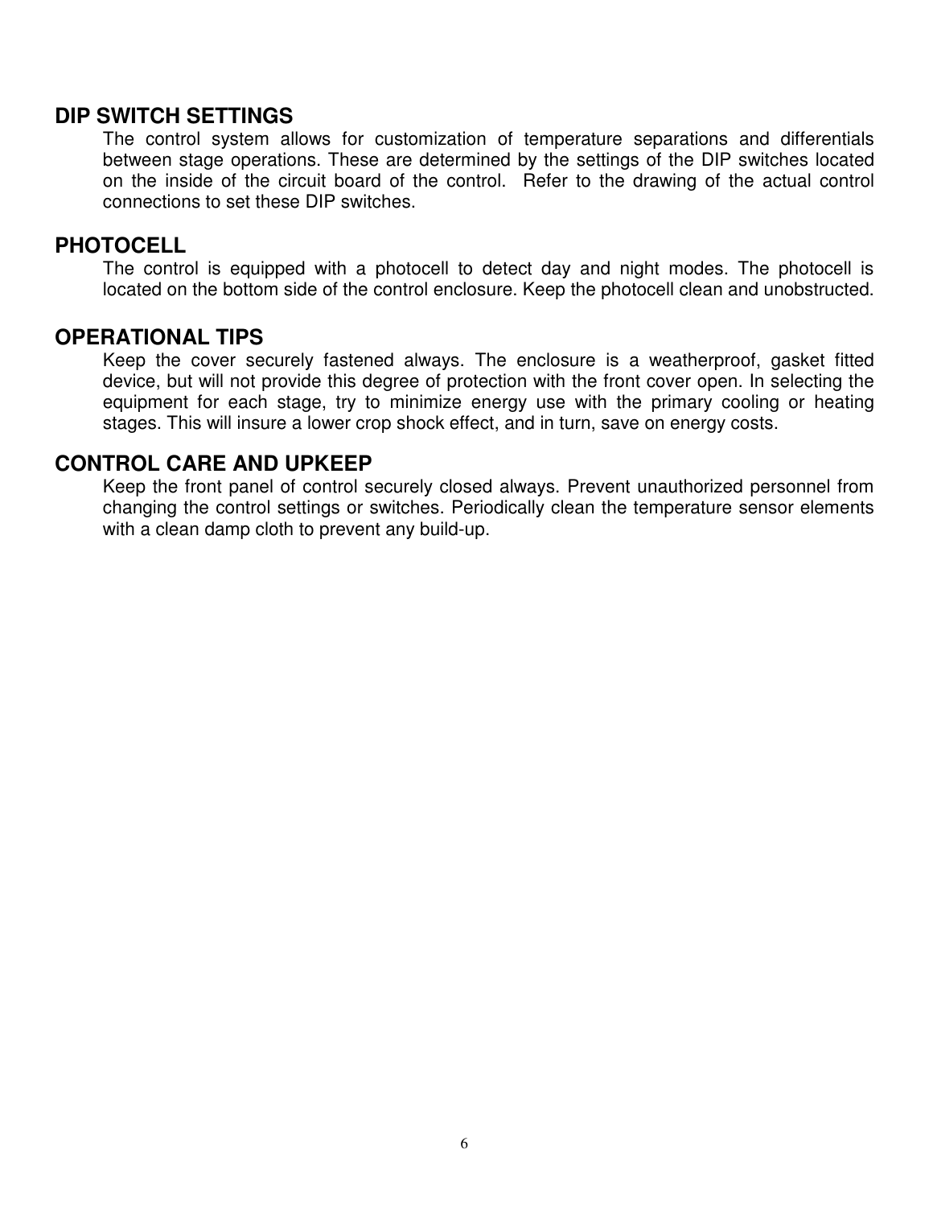## DIP SWITCH SETTINGS

The control system allows for customization of temperature separations and differentials between stage operations. These are determined by the settings of the DIP switches located on the inside of the circuit board of the control. Refer to the drawing of the actual control connections to set these DIP switches.

## PHOTOCELL

The control is equipped with a photocell to detect day and night modes. The photocell is located on the bottom side of the control enclosure. Keep the photocell clean and unobstructed.

## OPERATIONAL TIPS

Keep the cover securely fastened always. The enclosure is a weatherproof, gasket fitted device, but will not provide this degree of protection with the front cover open. In selecting the equipment for each stage, try to minimize energy use with the primary cooling or heating stages. This will insure a lower crop shock effect, and in turn, save on energy costs.

## CONTROL CARE AND UPKEEP

Keep the front panel of control securely closed always. Prevent unauthorized personnel from changing the control settings or switches. Periodically clean the temperature sensor elements with a clean damp cloth to prevent any build-up.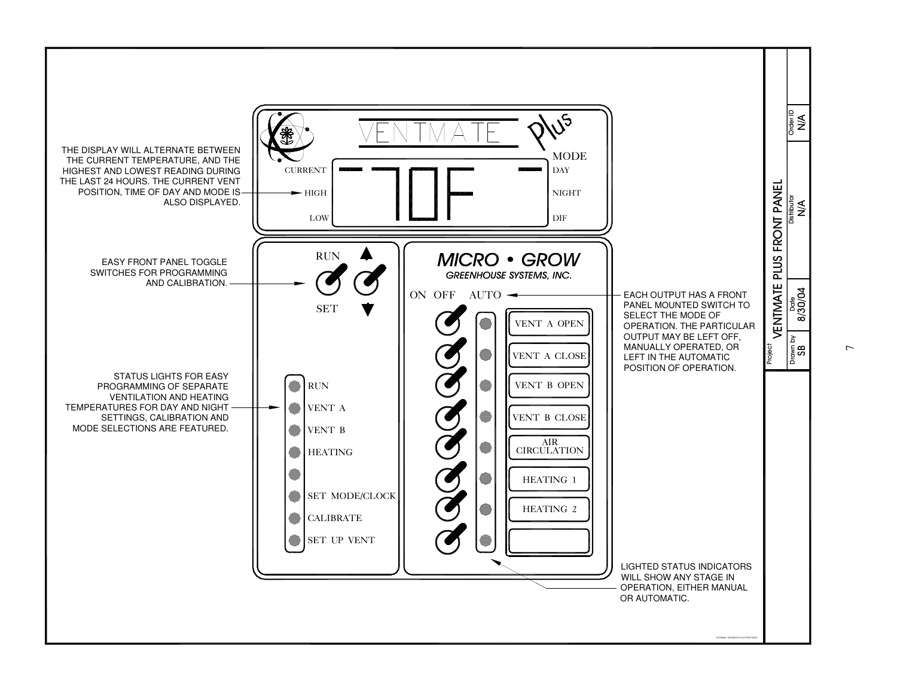# VENTMATE PLUS FRONT PANEL

THE DISPLAY WILL ALTERNATE BETWEEN THE CURRENT TEMPERATURE, AND THE HIGHEST AND LOWEST READING DURING THE LAST 24 HOURS. THE CURRENT VENT POSITION, TIME OF DAY AND MODE IS ALSO DISPLAYED.

EASY FRONT PANEL TOGGLE SWITCHES FOR PROGRAMMING AND CALIBRATION.

STATUS LIGHTS FOR EASY PROGRAMMING OF SEPARATE VENTILATION AND HEATING TEMPERATURES FOR DAY AND NIGHT SETTINGS, CALIBRATION AND MODE SELECTIONS ARE FEATURED.

EACH OUTPUT HAS A FRONT PANEL MOUNTED SWITCH TO SELECT THE MODE OF OPERATION. THE PARTICULAR OUTPUT MAY BE LEFT OFF, MANUALLY OPERATED, OR LEFT IN THE AUTOMATIC POSITION OF OPERATION.

LIGHTED STATUS INDICATORS WILL SHOW ANY STAGE IN OPERATION, EITHER MANUAL OR AUTOMATIC.

VENTMATE Plus

CURRENT | HIGH | LOW — 70F — MODE: DAY | NIGHT | DIF

RUN / SET

MICRO • GROW GREENHOUSE SYSTEMS, INC.

ON OFF AUTO

- RUN
- VENT A
- VENT B
- HEATING
- SET MODE/CLOCK
- CALIBRATE
- SET UP VENT

- VENT A OPEN
- VENT A CLOSE
- VENT B OPEN
- VENT B CLOSE
- AIR CIRCULATION
- HEATING 1
- HEATING 2

| Project | Drawn by | Date | Distributor | Order ID |
|---|---|---|---|---|
| VENTMATE PLUS FRONT PANEL | SB | 8/30/04 | N/A | N/A |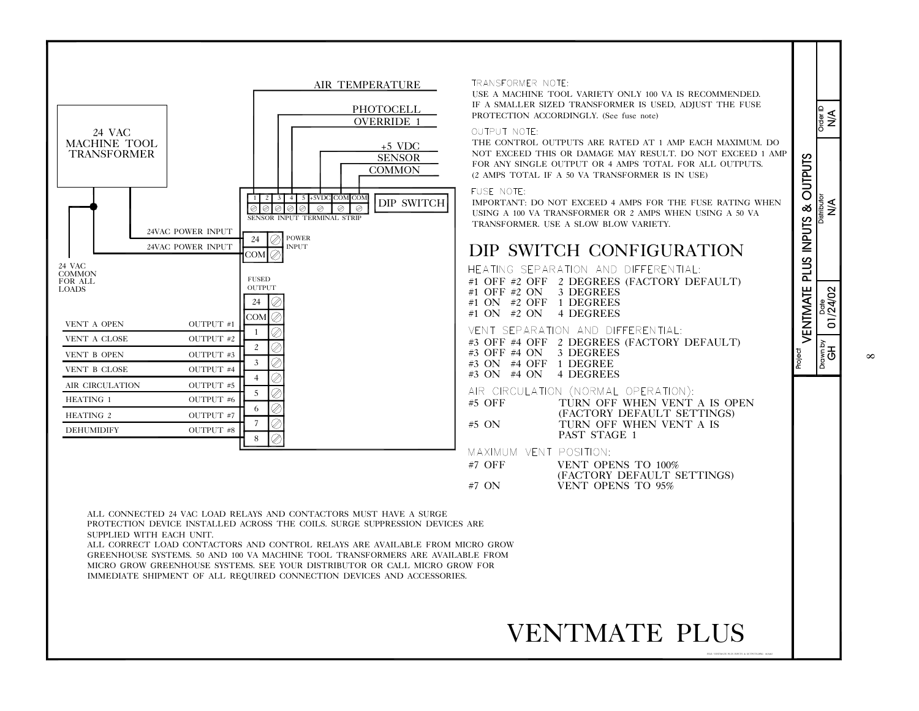AIR TEMPERATURE

PHOTOCELL

OVERRIDE 1

+5 VDC

SENSOR

COMMON

24 VAC MACHINE TOOL TRANSFORMER

| 1 | 2 | 3 | 4 | 5 | +5VDC | COM | COM |
|---|---|---|---|---|---|---|---|

SENSOR INPUT TERMINAL STRIP

DIP SWITCH

24VAC POWER INPUT — 24

24VAC POWER INPUT — COM

POWER INPUT

24 VAC COMMON FOR ALL LOADS

FUSED OUTPUT

| Load | Output | Terminal |
|---|---|---|
| | | 24 |
| | | COM |
| VENT A OPEN | OUTPUT #1 | 1 |
| VENT A CLOSE | OUTPUT #2 | 2 |
| VENT B OPEN | OUTPUT #3 | 3 |
| VENT B CLOSE | OUTPUT #4 | 4 |
| AIR CIRCULATION | OUTPUT #5 | 5 |
| HEATING 1 | OUTPUT #6 | 6 |
| HEATING 2 | OUTPUT #7 | 7 |
| DEHUMIDIFY | OUTPUT #8 | 8 |

TRANSFORMER NOTE:

USE A MACHINE TOOL VARIETY ONLY 100 VA IS RECOMMENDED. IF A SMALLER SIZED TRANSFORMER IS USED, ADJUST THE FUSE PROTECTION ACCORDINGLY. (See fuse note)

OUTPUT NOTE:

THE CONTROL OUTPUTS ARE RATED AT 1 AMP EACH MAXIMUM. DO NOT EXCEED THIS OR DAMAGE MAY RESULT. DO NOT EXCEED 1 AMP FOR ANY SINGLE OUTPUT OR 4 AMPS TOTAL FOR ALL OUTPUTS. (2 AMPS TOTAL IF A 50 VA TRANSFORMER IS IN USE)

FUSE NOTE:

IMPORTANT: DO NOT EXCEED 4 AMPS FOR THE FUSE RATING WHEN USING A 100 VA TRANSFORMER OR 2 AMPS WHEN USING A 50 VA TRANSFORMER. USE A SLOW BLOW VARIETY.

## DIP SWITCH CONFIGURATION

HEATING SEPARATION AND DIFFERENTIAL:

#1 OFF #2 OFF 2 DEGREES (FACTORY DEFAULT)
#1 OFF #2 ON 3 DEGREES
#1 ON #2 OFF 1 DEGREES
#1 ON #2 ON 4 DEGREES

VENT SEPARATION AND DIFFERENTIAL:

#3 OFF #4 OFF 2 DEGREES (FACTORY DEFAULT)
#3 OFF #4 ON 3 DEGREES
#3 ON #4 OFF 1 DEGREE
#3 ON #4 ON 4 DEGREES

AIR CIRCULATION (NORMAL OPERATION):

#5 OFF TURN OFF WHEN VENT A IS OPEN (FACTORY DEFAULT SETTINGS)
#5 ON TURN OFF WHEN VENT A IS PAST STAGE 1

MAXIMUM VENT POSITION:

#7 OFF VENT OPENS TO 100% (FACTORY DEFAULT SETTINGS)
#7 ON VENT OPENS TO 95%

ALL CONNECTED 24 VAC LOAD RELAYS AND CONTACTORS MUST HAVE A SURGE PROTECTION DEVICE INSTALLED ACROSS THE COILS. SURGE SUPPRESSION DEVICES ARE SUPPLIED WITH EACH UNIT.
ALL CORRECT LOAD CONTACTORS AND CONTROL RELAYS ARE AVAILABLE FROM MICRO GROW GREENHOUSE SYSTEMS. 50 AND 100 VA MACHINE TOOL TRANSFORMERS ARE AVAILABLE FROM MICRO GROW GREENHOUSE SYSTEMS. SEE YOUR DISTRIBUTOR OR CALL MICRO GROW FOR IMMEDIATE SHIPMENT OF ALL REQUIRED CONNECTION DEVICES AND ACCESSORIES.

# VENTMATE PLUS

| Project | Drawn by | Date | Distributor | Order ID |
|---|---|---|---|---|
| VENTMATE PLUS INPUTS & OUTPUTS | GH | 01/24/02 | N/A | N/A |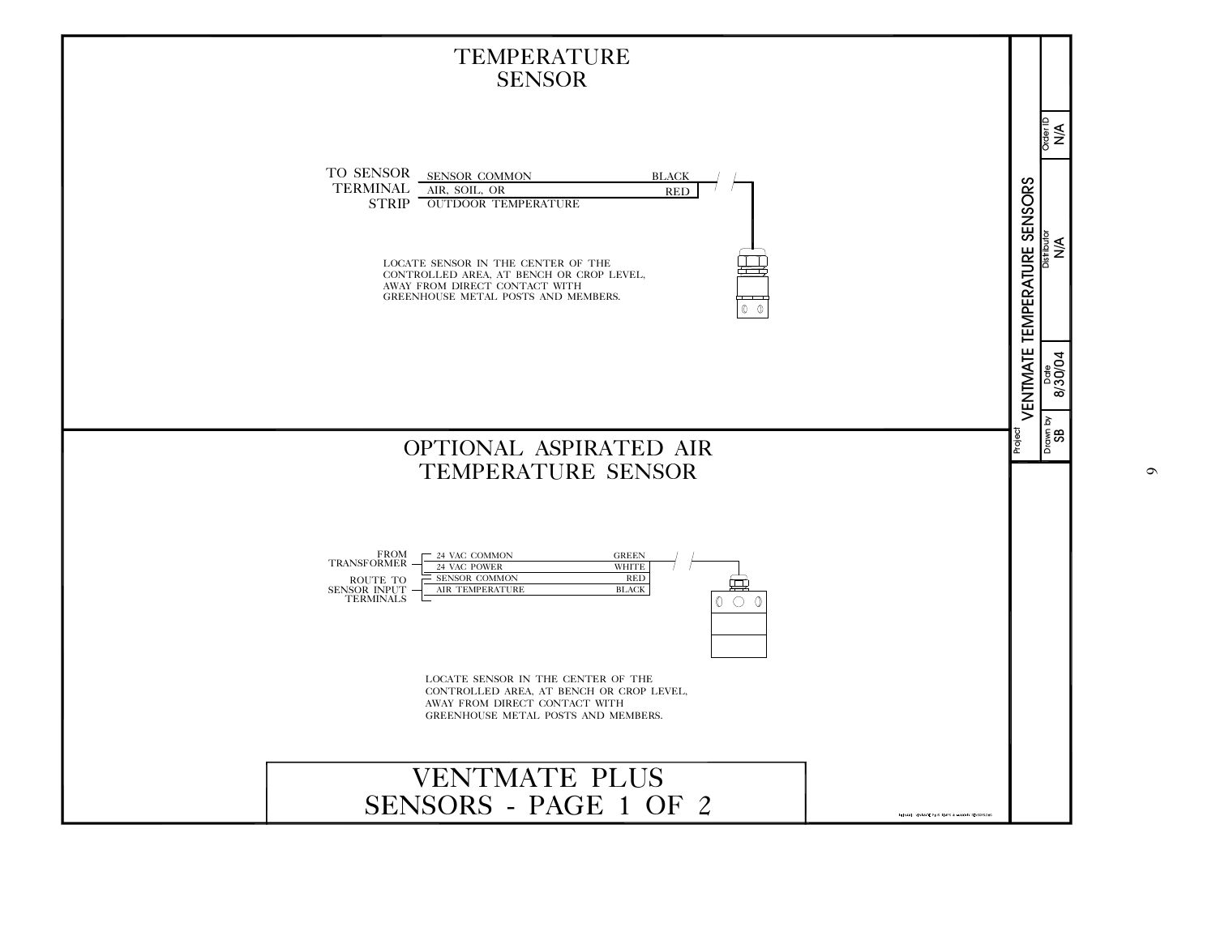# TEMPERATURE SENSOR

TO SENSOR TERMINAL STRIP

| Connection | Wire Color |
|---|---|
| SENSOR COMMON | BLACK |
| AIR, SOIL, OR OUTDOOR TEMPERATURE | RED |

LOCATE SENSOR IN THE CENTER OF THE CONTROLLED AREA, AT BENCH OR CROP LEVEL, AWAY FROM DIRECT CONTACT WITH GREENHOUSE METAL POSTS AND MEMBERS.

# OPTIONAL ASPIRATED AIR TEMPERATURE SENSOR

| Route | Connection | Wire Color |
|---|---|---|
| FROM TRANSFORMER | 24 VAC COMMON | GREEN |
| | 24 VAC POWER | WHITE |
| ROUTE TO SENSOR INPUT TERMINALS | SENSOR COMMON | RED |
| | AIR TEMPERATURE | BLACK |

LOCATE SENSOR IN THE CENTER OF THE CONTROLLED AREA, AT BENCH OR CROP LEVEL, AWAY FROM DIRECT CONTACT WITH GREENHOUSE METAL POSTS AND MEMBERS.

# VENTMATE PLUS SENSORS - PAGE 1 OF 2

Project: VENTMATE TEMPERATURE SENSORS

Drawn by: SB | Date: 8/30/04 | Distributor: N/A | Order ID: N/A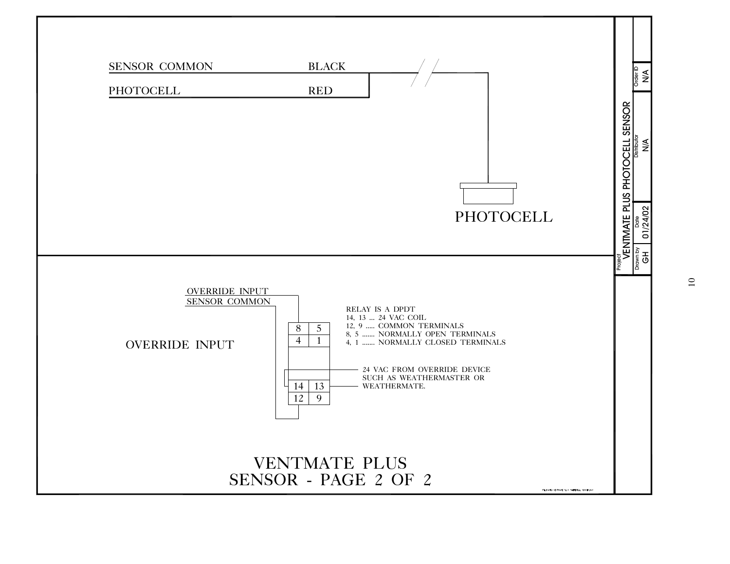SENSOR COMMON — BLACK

PHOTOCELL — RED

PHOTOCELL

OVERRIDE INPUT

SENSOR COMMON

OVERRIDE INPUT

| 8 | 5 |
|---|---|
| 4 | 1 |
| 14 | 13 |
| 12 | 9 |

RELAY IS A DPDT
14, 13 .... 24 VAC COIL
12, 9 ..... COMMON TERMINALS
8, 5 ....... NORMALLY OPEN TERMINALS
4, 1 ....... NORMALLY CLOSED TERMINALS

24 VAC FROM OVERRIDE DEVICE SUCH AS WEATHERMASTER OR WEATHERMATE.

# VENTMATE PLUS SENSOR - PAGE 2 OF 2

| Project | Distributor | Order ID |
|---|---|---|
| VENTMATE PLUS PHOTOCELL SENSOR | N/A | N/A |

| Drawn by | Date |
|---|---|
| GH | 01/24/02 |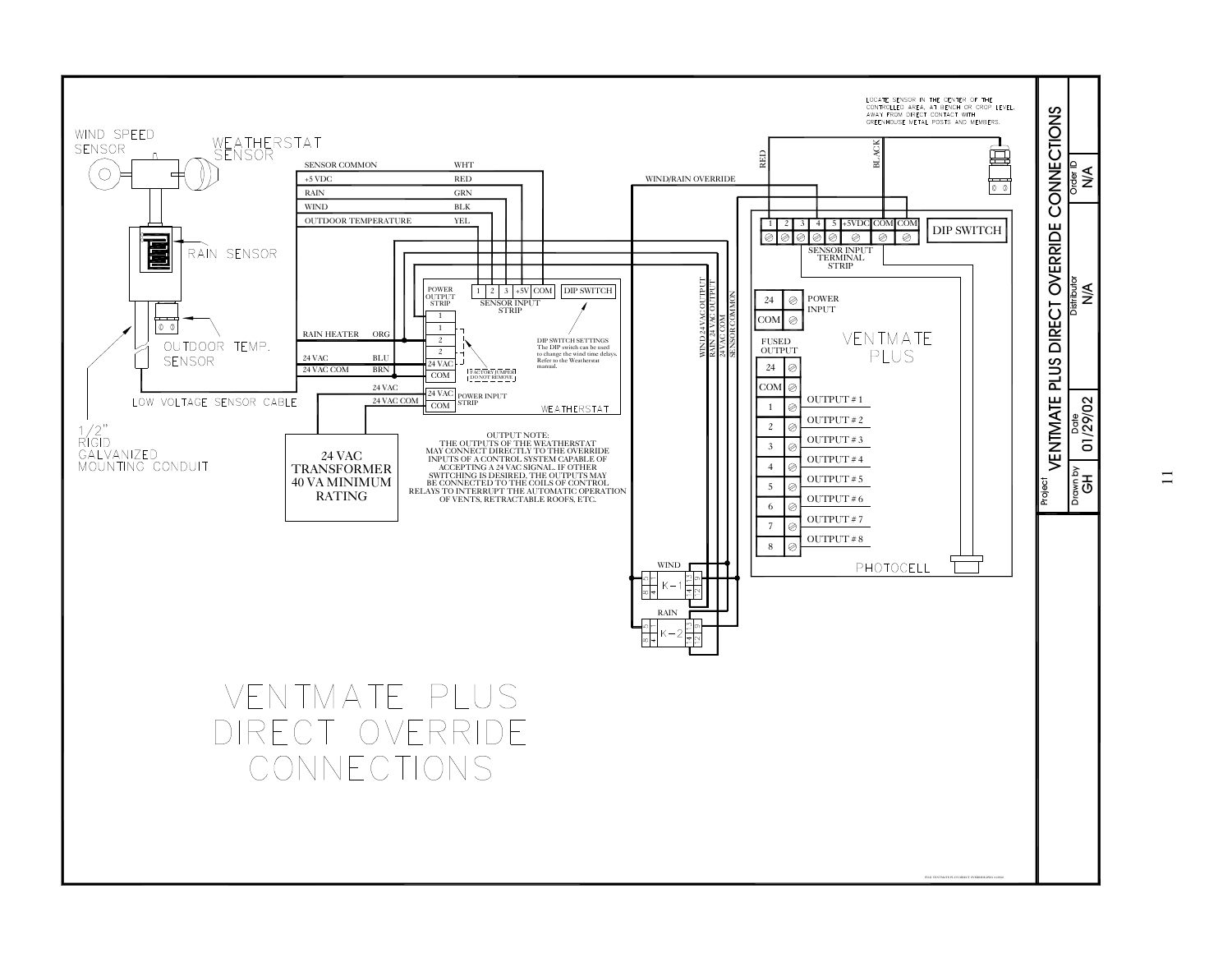# VENTMATE PLUS DIRECT OVERRIDE CONNECTIONS

WIND SPEED SENSOR

WEATHERSTAT SENSOR

RAIN SENSOR

OUTDOOR TEMP. SENSOR

LOW VOLTAGE SENSOR CABLE

1/2" RIGID GALVANIZED MOUNTING CONDUIT

| Wire | Color |
| --- | --- |
| SENSOR COMMON | WHT |
| +5 VDC | RED |
| RAIN | GRN |
| WIND | BLK |
| OUTDOOR TEMPERATURE | YEL |
| RAIN HEATER | ORG |
| 24 VAC | BLU |
| 24 VAC COM | BRN |

24 VAC TRANSFORMER 40 VA MINIMUM RATING

WEATHERSTAT

POWER OUTPUT STRIP: 1, 1, 2, 2, 24 VAC, COM

SENSOR INPUT STRIP: 1, 2, 3, +5V, COM

DIP SWITCH

POWER INPUT STRIP: 24 VAC, COM

FACTORY JUMPER DO NOT REMOVE

DIP SWITCH SETTINGS
The DIP switch can be used to change the wind time delays. Refer to the Weatherstat manual.

OUTPUT NOTE:
THE OUTPUTS OF THE WEATHERSTAT MAY CONNECT DIRECTLY TO THE OVERRIDE INPUTS OF A CONTROL SYSTEM CAPABLE OF ACCEPTING A 24 VAC SIGNAL. IF OTHER SWITCHING IS DESIRED, THE OUTPUTS MAY BE CONNECTED TO THE COILS OF CONTROL RELAYS TO INTERRUPT THE AUTOMATIC OPERATION OF VENTS, RETRACTABLE ROOFS, ETC.

WIND/RAIN OVERRIDE

WIND 24 VAC OUTPUT
RAIN 24 VAC OUTPUT
24 VAC COM
SENSOR COMMON

WIND: K-1 (8, 5, 4, 14, 13, 12, 9)

RAIN: K-2 (8, 5, 4, 14, 13, 12, 9)

LOCATE SENSOR IN THE CENTER OF THE CONTROLLED AREA, AT BENCH OR CROP LEVEL, AWAY FROM DIRECT CONTACT WITH GREENHOUSE METAL POSTS AND MEMBERS.

RED

BLACK

VENTMATE PLUS

SENSOR INPUT TERMINAL STRIP: 1, 2, 3, 4, 5, +5VDC, COM, COM

DIP SWITCH

POWER INPUT: 24, COM

FUSED OUTPUT: 24, COM

| Terminal | Output |
| --- | --- |
| 1 | OUTPUT # 1 |
| 2 | OUTPUT # 2 |
| 3 | OUTPUT # 3 |
| 4 | OUTPUT # 4 |
| 5 | OUTPUT # 5 |
| 6 | OUTPUT # 6 |
| 7 | OUTPUT # 7 |
| 8 | OUTPUT # 8 |

PHOTOCELL

VENTMATE PLUS DIRECT OVERRIDE CONNECTIONS

| Project | VENTMATE PLUS DIRECT OVERRIDE CONNECTIONS |
| --- | --- |
| Drawn by | GH |
| Date | 01/29/02 |
| Distributor | N/A |
| Order ID | N/A |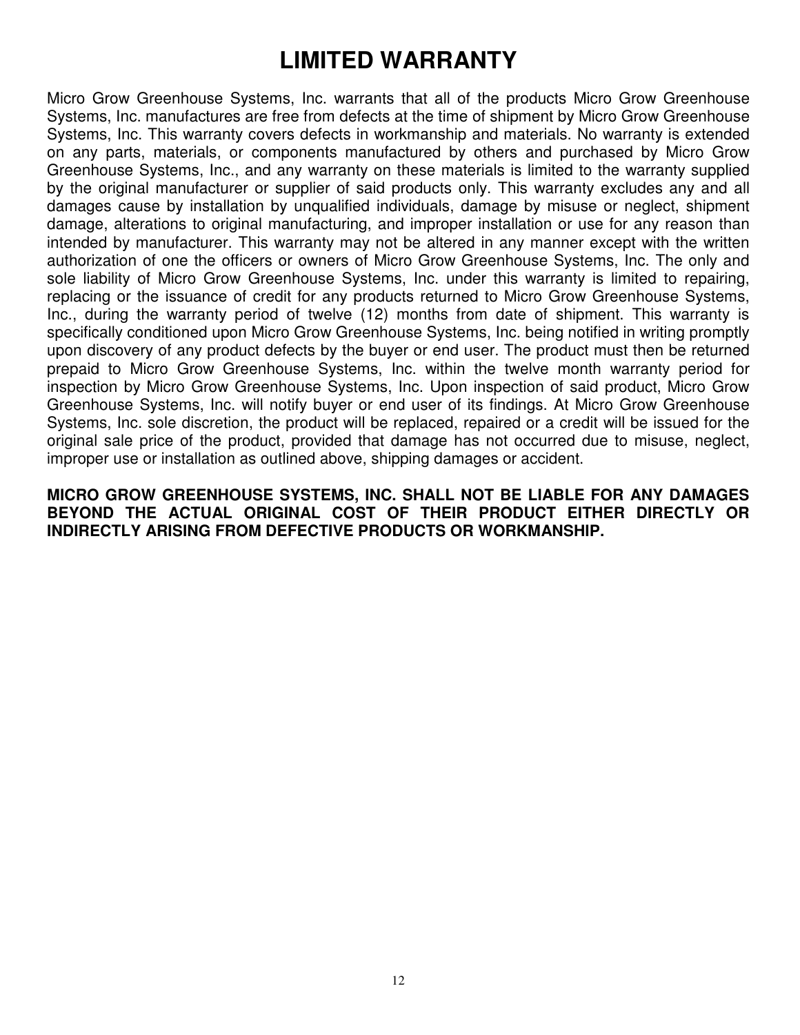# LIMITED WARRANTY

Micro Grow Greenhouse Systems, Inc. warrants that all of the products Micro Grow Greenhouse Systems, Inc. manufactures are free from defects at the time of shipment by Micro Grow Greenhouse Systems, Inc. This warranty covers defects in workmanship and materials. No warranty is extended on any parts, materials, or components manufactured by others and purchased by Micro Grow Greenhouse Systems, Inc., and any warranty on these materials is limited to the warranty supplied by the original manufacturer or supplier of said products only. This warranty excludes any and all damages cause by installation by unqualified individuals, damage by misuse or neglect, shipment damage, alterations to original manufacturing, and improper installation or use for any reason than intended by manufacturer. This warranty may not be altered in any manner except with the written authorization of one the officers or owners of Micro Grow Greenhouse Systems, Inc. The only and sole liability of Micro Grow Greenhouse Systems, Inc. under this warranty is limited to repairing, replacing or the issuance of credit for any products returned to Micro Grow Greenhouse Systems, Inc., during the warranty period of twelve (12) months from date of shipment. This warranty is specifically conditioned upon Micro Grow Greenhouse Systems, Inc. being notified in writing promptly upon discovery of any product defects by the buyer or end user. The product must then be returned prepaid to Micro Grow Greenhouse Systems, Inc. within the twelve month warranty period for inspection by Micro Grow Greenhouse Systems, Inc. Upon inspection of said product, Micro Grow Greenhouse Systems, Inc. will notify buyer or end user of its findings. At Micro Grow Greenhouse Systems, Inc. sole discretion, the product will be replaced, repaired or a credit will be issued for the original sale price of the product, provided that damage has not occurred due to misuse, neglect, improper use or installation as outlined above, shipping damages or accident.

**MICRO GROW GREENHOUSE SYSTEMS, INC. SHALL NOT BE LIABLE FOR ANY DAMAGES BEYOND THE ACTUAL ORIGINAL COST OF THEIR PRODUCT EITHER DIRECTLY OR INDIRECTLY ARISING FROM DEFECTIVE PRODUCTS OR WORKMANSHIP.**